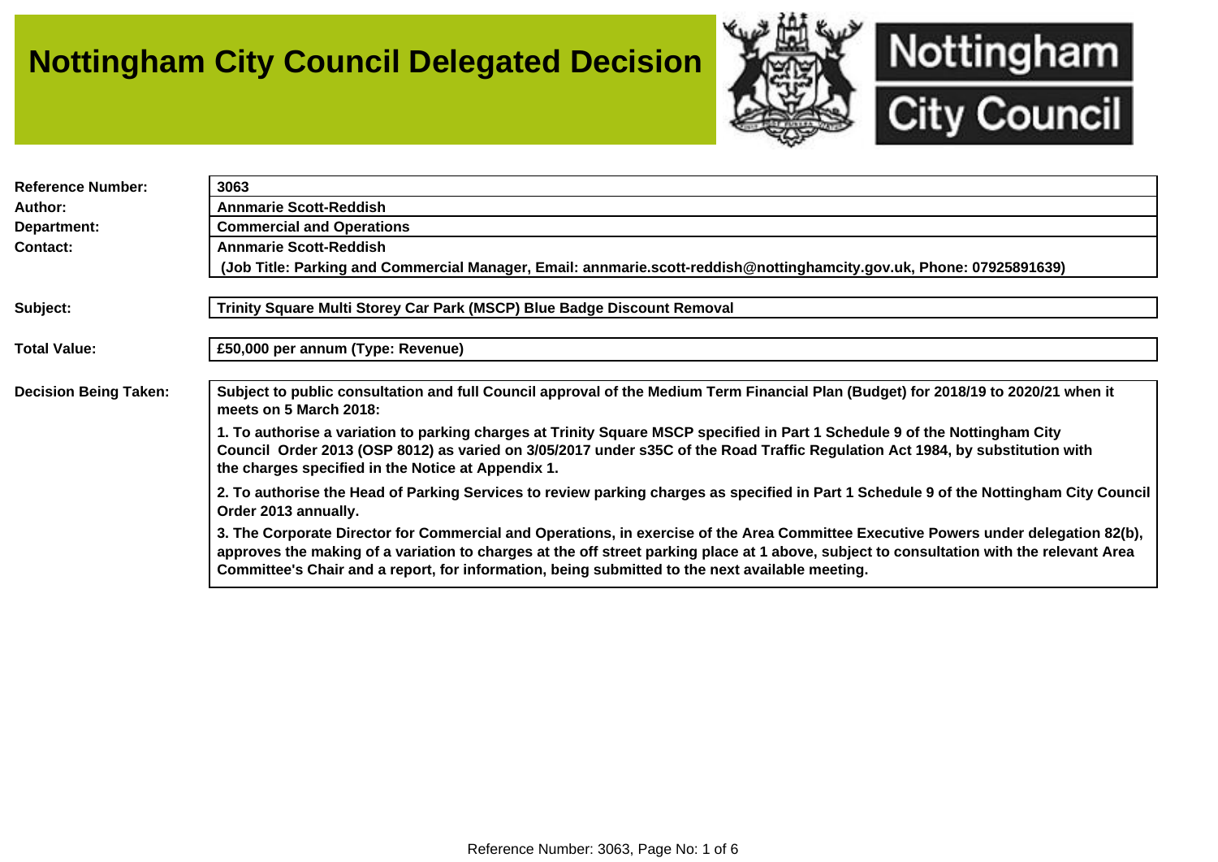# Nottingham City Council Delegated Decision

Nottingham City Council

| | |
|---|---|
| **Reference Number:** | **3063** |
| **Author:** | **Annmarie Scott-Reddish** |
| **Department:** | **Commercial and Operations** |
| **Contact:** | **Annmarie Scott-Reddish** <br> **(Job Title: Parking and Commercial Manager, Email: annmarie.scott-reddish@nottinghamcity.gov.uk, Phone: 07925891639)** |

| | |
|---|---|
| **Subject:** | **Trinity Square Multi Storey Car Park (MSCP) Blue Badge Discount Removal** |

| | |
|---|---|
| **Total Value:** | **£50,000 per annum (Type: Revenue)** |

**Decision Being Taken:**

**Subject to public consultation and full Council approval of the Medium Term Financial Plan (Budget) for 2018/19 to 2020/21 when it meets on 5 March 2018:**

**1. To authorise a variation to parking charges at Trinity Square MSCP specified in Part 1 Schedule 9 of the Nottingham City Council Order 2013 (OSP 8012) as varied on 3/05/2017 under s35C of the Road Traffic Regulation Act 1984, by substitution with the charges specified in the Notice at Appendix 1.**

**2. To authorise the Head of Parking Services to review parking charges as specified in Part 1 Schedule 9 of the Nottingham City Council Order 2013 annually.**

**3. The Corporate Director for Commercial and Operations, in exercise of the Area Committee Executive Powers under delegation 82(b), approves the making of a variation to charges at the off street parking place at 1 above, subject to consultation with the relevant Area Committee's Chair and a report, for information, being submitted to the next available meeting.**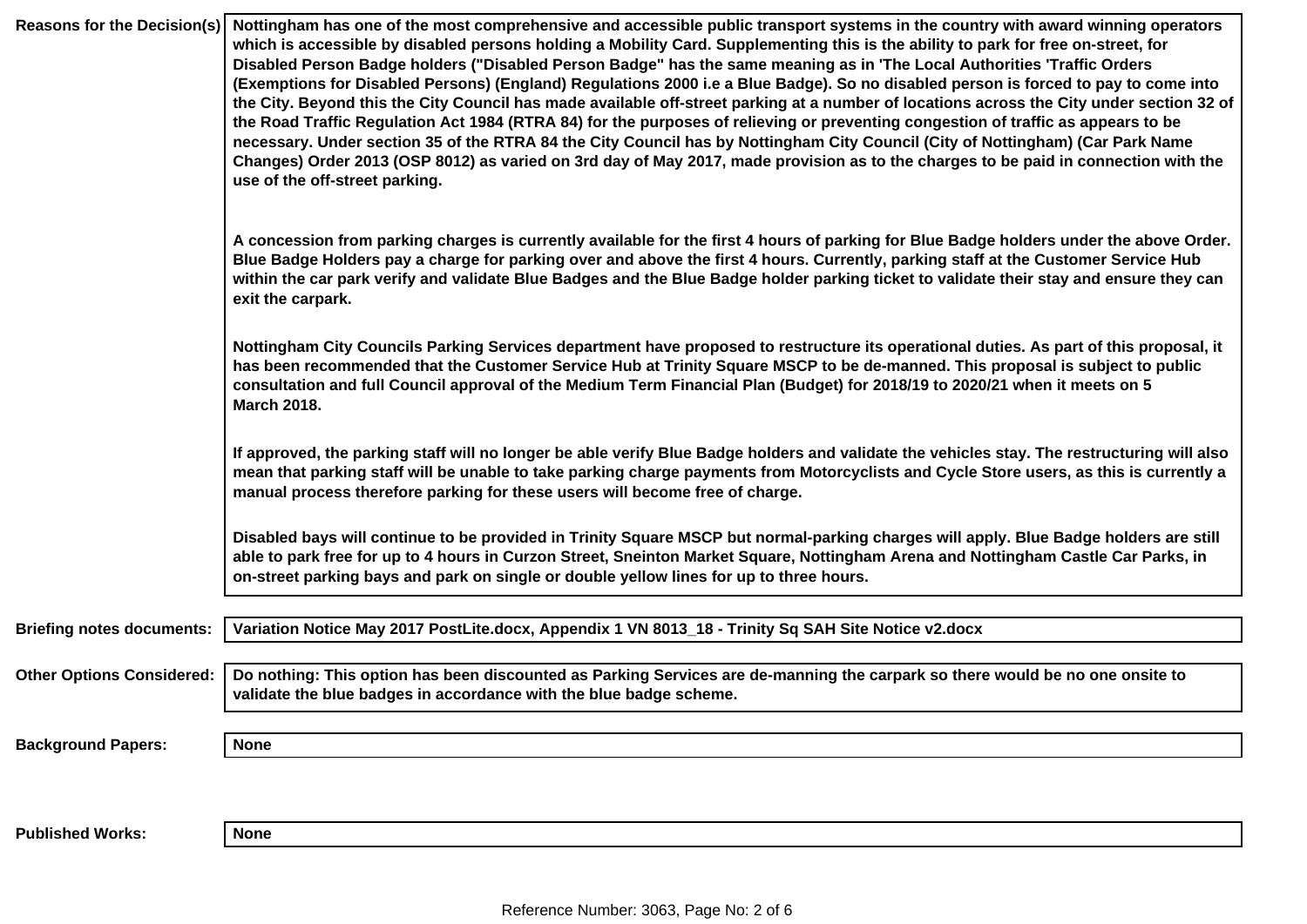**Reasons for the Decision(s)**

**Nottingham has one of the most comprehensive and accessible public transport systems in the country with award winning operators which is accessible by disabled persons holding a Mobility Card. Supplementing this is the ability to park for free on-street, for Disabled Person Badge holders ("Disabled Person Badge" has the same meaning as in 'The Local Authorities 'Traffic Orders (Exemptions for Disabled Persons) (England) Regulations 2000 i.e a Blue Badge). So no disabled person is forced to pay to come into the City. Beyond this the City Council has made available off-street parking at a number of locations across the City under section 32 of the Road Traffic Regulation Act 1984 (RTRA 84) for the purposes of relieving or preventing congestion of traffic as appears to be necessary. Under section 35 of the RTRA 84 the City Council has by Nottingham City Council (City of Nottingham) (Car Park Name Changes) Order 2013 (OSP 8012) as varied on 3rd day of May 2017, made provision as to the charges to be paid in connection with the use of the off-street parking.**

**A concession from parking charges is currently available for the first 4 hours of parking for Blue Badge holders under the above Order. Blue Badge Holders pay a charge for parking over and above the first 4 hours. Currently, parking staff at the Customer Service Hub within the car park verify and validate Blue Badges and the Blue Badge holder parking ticket to validate their stay and ensure they can exit the carpark.**

**Nottingham City Councils Parking Services department have proposed to restructure its operational duties. As part of this proposal, it has been recommended that the Customer Service Hub at Trinity Square MSCP to be de-manned. This proposal is subject to public consultation and full Council approval of the Medium Term Financial Plan (Budget) for 2018/19 to 2020/21 when it meets on 5 March 2018.**

**If approved, the parking staff will no longer be able verify Blue Badge holders and validate the vehicles stay. The restructuring will also mean that parking staff will be unable to take parking charge payments from Motorcyclists and Cycle Store users, as this is currently a manual process therefore parking for these users will become free of charge.**

**Disabled bays will continue to be provided in Trinity Square MSCP but normal-parking charges will apply. Blue Badge holders are still able to park free for up to 4 hours in Curzon Street, Sneinton Market Square, Nottingham Arena and Nottingham Castle Car Parks, in on-street parking bays and park on single or double yellow lines for up to three hours.**

**Briefing notes documents:** **Variation Notice May 2017 PostLite.docx, Appendix 1 VN 8013_18 - Trinity Sq SAH Site Notice v2.docx**

**Other Options Considered:** **Do nothing: This option has been discounted as Parking Services are de-manning the carpark so there would be no one onsite to validate the blue badges in accordance with the blue badge scheme.**

**Background Papers:** **None**

**Published Works:** **None**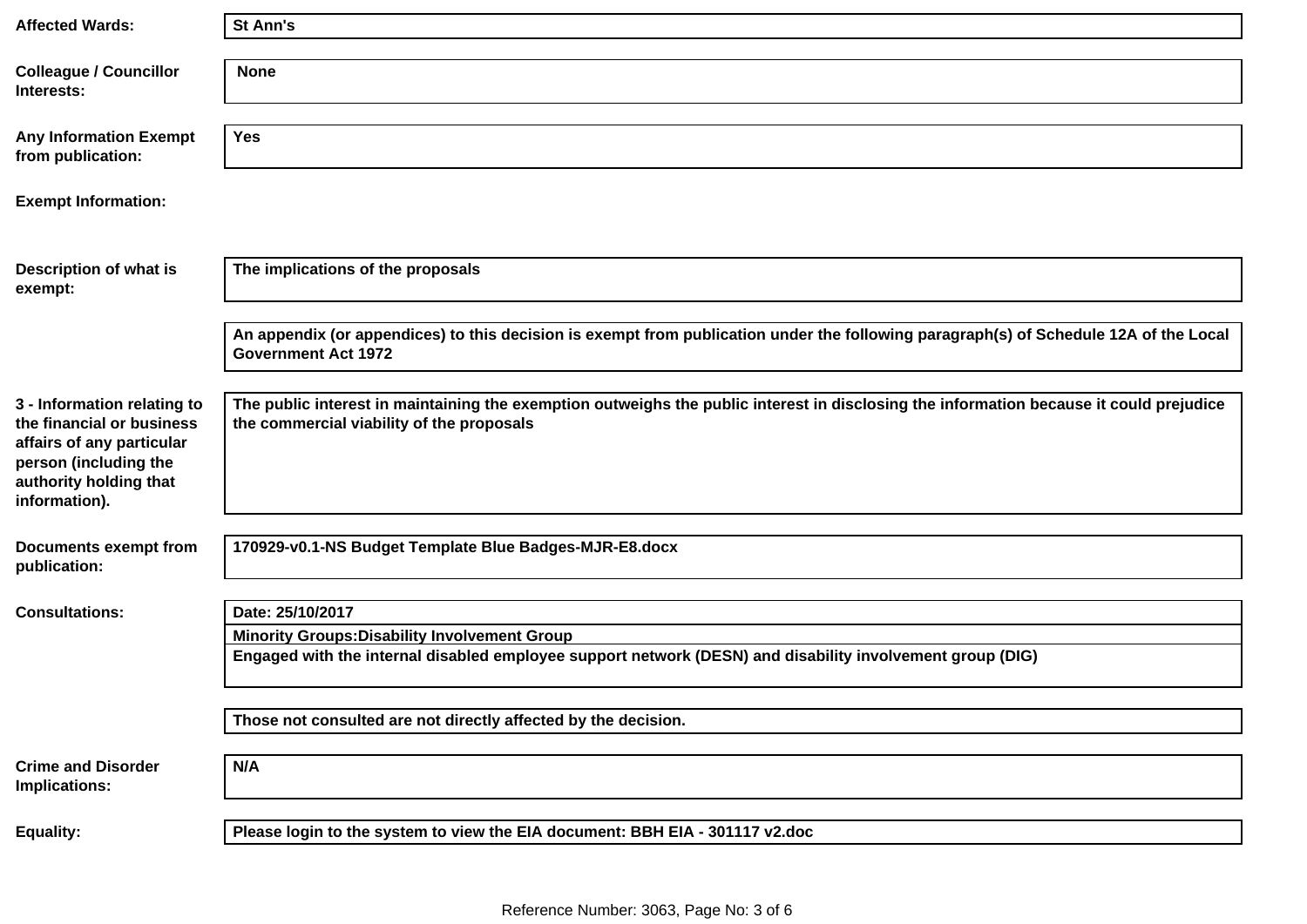| | |
|---|---|
| **Affected Wards:** | **St Ann's** |
| **Colleague / Councillor Interests:** | **None** |
| **Any Information Exempt from publication:** | **Yes** |
| **Exempt Information:** | |
| **Description of what is exempt:** | **The implications of the proposals** |
| | **An appendix (or appendices) to this decision is exempt from publication under the following paragraph(s) of Schedule 12A of the Local Government Act 1972** |
| **3 - Information relating to the financial or business affairs of any particular person (including the authority holding that information).** | **The public interest in maintaining the exemption outweighs the public interest in disclosing the information because it could prejudice the commercial viability of the proposals** |
| **Documents exempt from publication:** | **170929-v0.1-NS Budget Template Blue Badges-MJR-E8.docx** |
| **Consultations:** | **Date: 25/10/2017** |
| | **Minority Groups:Disability Involvement Group** |
| | **Engaged with the internal disabled employee support network (DESN) and disability involvement group (DIG)** |
| | **Those not consulted are not directly affected by the decision.** |
| **Crime and Disorder Implications:** | **N/A** |
| **Equality:** | **Please login to the system to view the EIA document: BBH EIA - 301117 v2.doc** |

Reference Number: 3063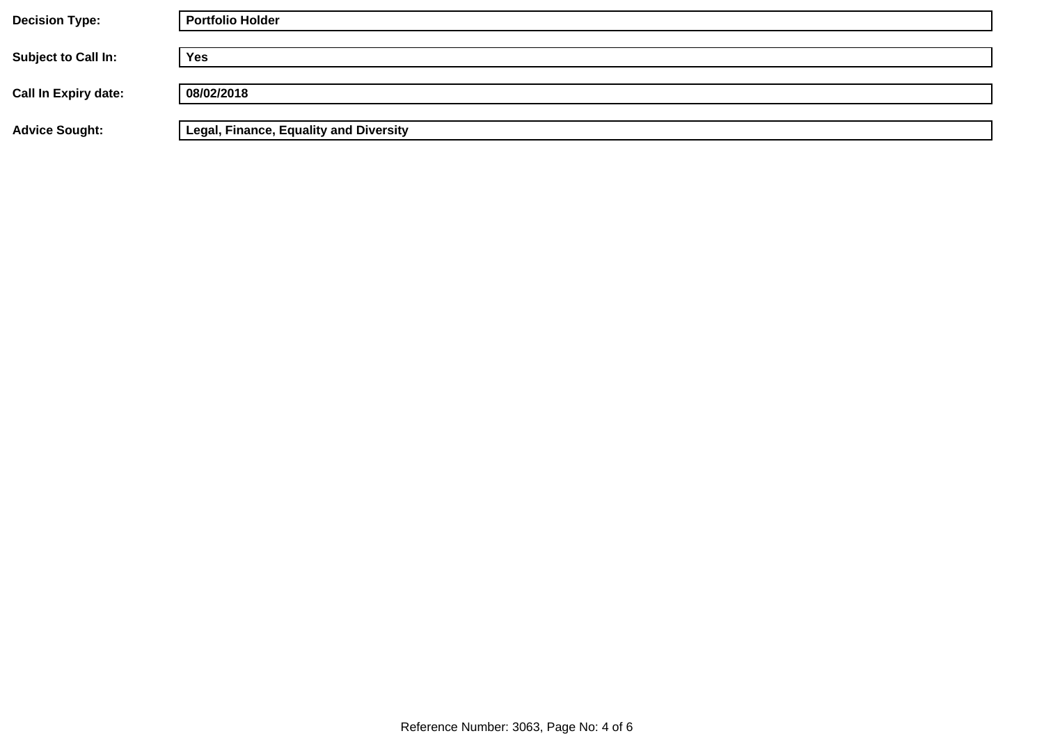**Decision Type:** Portfolio Holder

**Subject to Call In:** Yes

**Call In Expiry date:** 08/02/2018

**Advice Sought:** Legal, Finance, Equality and Diversity

Reference Number: 3063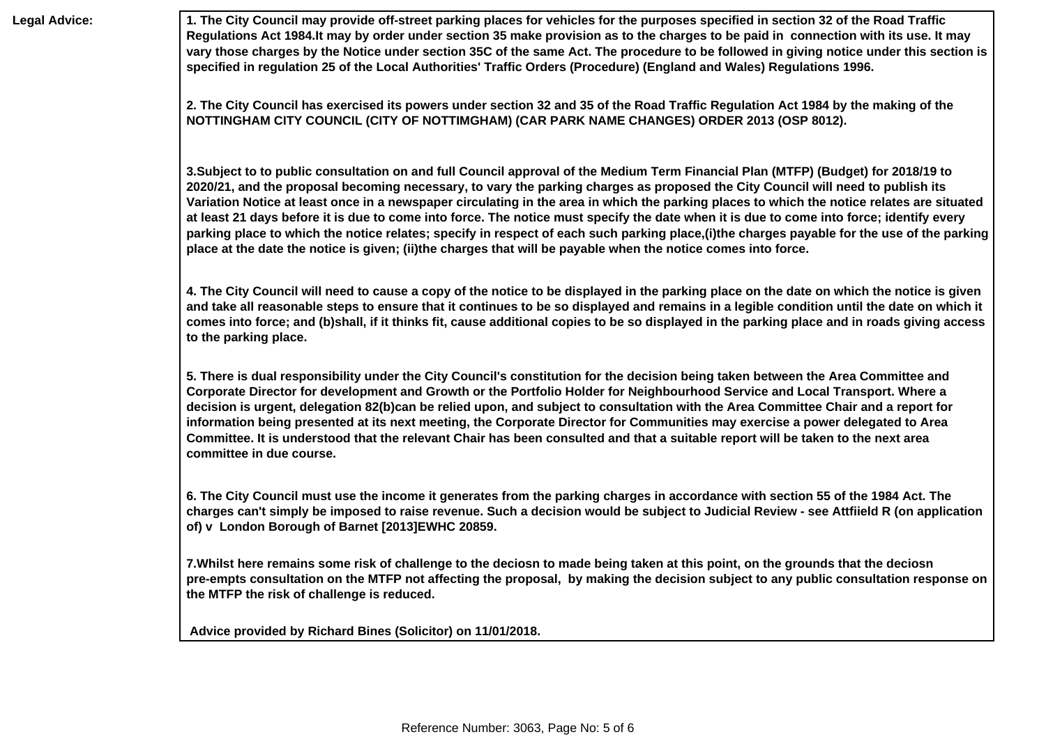**Legal Advice:**

**1. The City Council may provide off-street parking places for vehicles for the purposes specified in section 32 of the Road Traffic Regulations Act 1984.It may by order under section 35 make provision as to the charges to be paid in connection with its use. It may vary those charges by the Notice under section 35C of the same Act. The procedure to be followed in giving notice under this section is specified in regulation 25 of the Local Authorities' Traffic Orders (Procedure) (England and Wales) Regulations 1996.**

**2. The City Council has exercised its powers under section 32 and 35 of the Road Traffic Regulation Act 1984 by the making of the NOTTINGHAM CITY COUNCIL (CITY OF NOTTIMGHAM) (CAR PARK NAME CHANGES) ORDER 2013 (OSP 8012).**

**3.Subject to to public consultation on and full Council approval of the Medium Term Financial Plan (MTFP) (Budget) for 2018/19 to 2020/21, and the proposal becoming necessary, to vary the parking charges as proposed the City Council will need to publish its Variation Notice at least once in a newspaper circulating in the area in which the parking places to which the notice relates are situated at least 21 days before it is due to come into force. The notice must specify the date when it is due to come into force; identify every parking place to which the notice relates; specify in respect of each such parking place,(i)the charges payable for the use of the parking place at the date the notice is given; (ii)the charges that will be payable when the notice comes into force.**

**4. The City Council will need to cause a copy of the notice to be displayed in the parking place on the date on which the notice is given and take all reasonable steps to ensure that it continues to be so displayed and remains in a legible condition until the date on which it comes into force; and (b)shall, if it thinks fit, cause additional copies to be so displayed in the parking place and in roads giving access to the parking place.**

**5. There is dual responsibility under the City Council's constitution for the decision being taken between the Area Committee and Corporate Director for development and Growth or the Portfolio Holder for Neighbourhood Service and Local Transport. Where a decision is urgent, delegation 82(b)can be relied upon, and subject to consultation with the Area Committee Chair and a report for information being presented at its next meeting, the Corporate Director for Communities may exercise a power delegated to Area Committee. It is understood that the relevant Chair has been consulted and that a suitable report will be taken to the next area committee in due course.**

**6. The City Council must use the income it generates from the parking charges in accordance with section 55 of the 1984 Act. The charges can't simply be imposed to raise revenue. Such a decision would be subject to Judicial Review - see Attfiield R (on application of) v London Borough of Barnet [2013]EWHC 20859.**

**7.Whilst here remains some risk of challenge to the deciosn to made being taken at this point, on the grounds that the deciosn pre-empts consultation on the MTFP not affecting the proposal, by making the decision subject to any public consultation response on the MTFP the risk of challenge is reduced.**

**Advice provided by Richard Bines (Solicitor) on 11/01/2018.**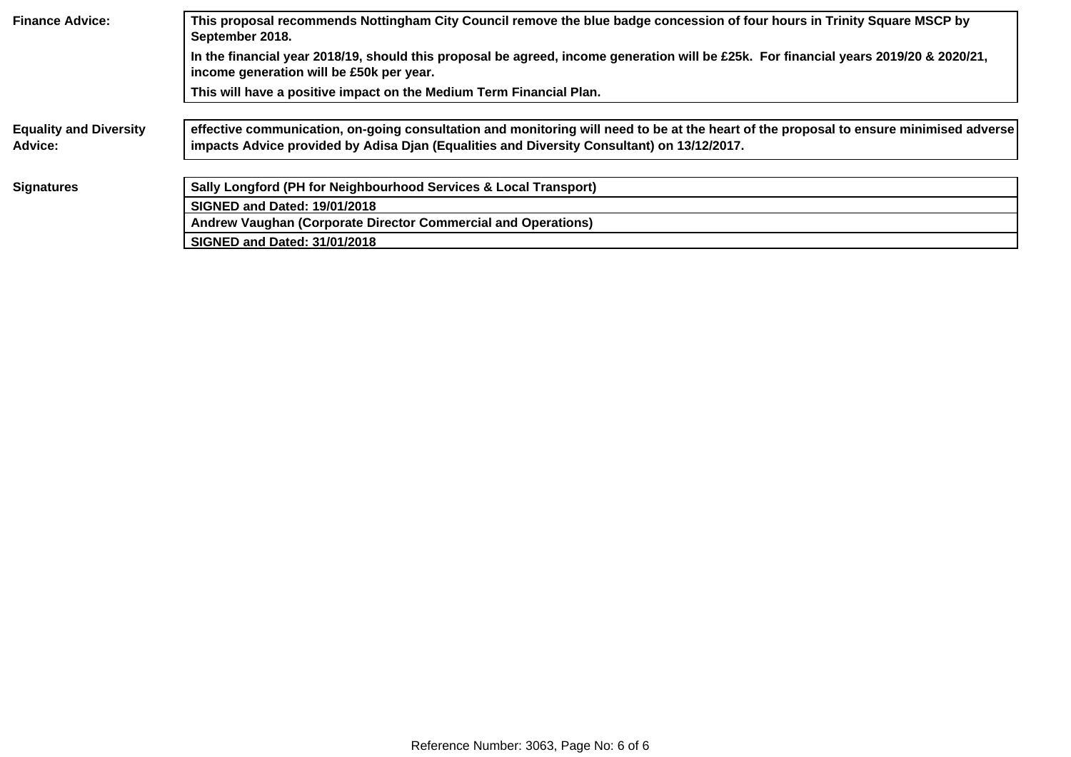| | |
|---|---|
| **Finance Advice:** | **This proposal recommends Nottingham City Council remove the blue badge concession of four hours in Trinity Square MSCP by September 2018.**<br>**In the financial year 2018/19, should this proposal be agreed, income generation will be £25k. For financial years 2019/20 & 2020/21, income generation will be £50k per year.**<br>**This will have a positive impact on the Medium Term Financial Plan.** |
| **Equality and Diversity Advice:** | **effective communication, on-going consultation and monitoring will need to be at the heart of the proposal to ensure minimised adverse impacts Advice provided by Adisa Djan (Equalities and Diversity Consultant) on 13/12/2017.** |
| **Signatures** | **Sally Longford (PH for Neighbourhood Services & Local Transport)** |
| | **SIGNED and Dated: 19/01/2018** |
| | **Andrew Vaughan (Corporate Director Commercial and Operations)** |
| | **SIGNED and Dated: 31/01/2018** |

Reference Number: 3063